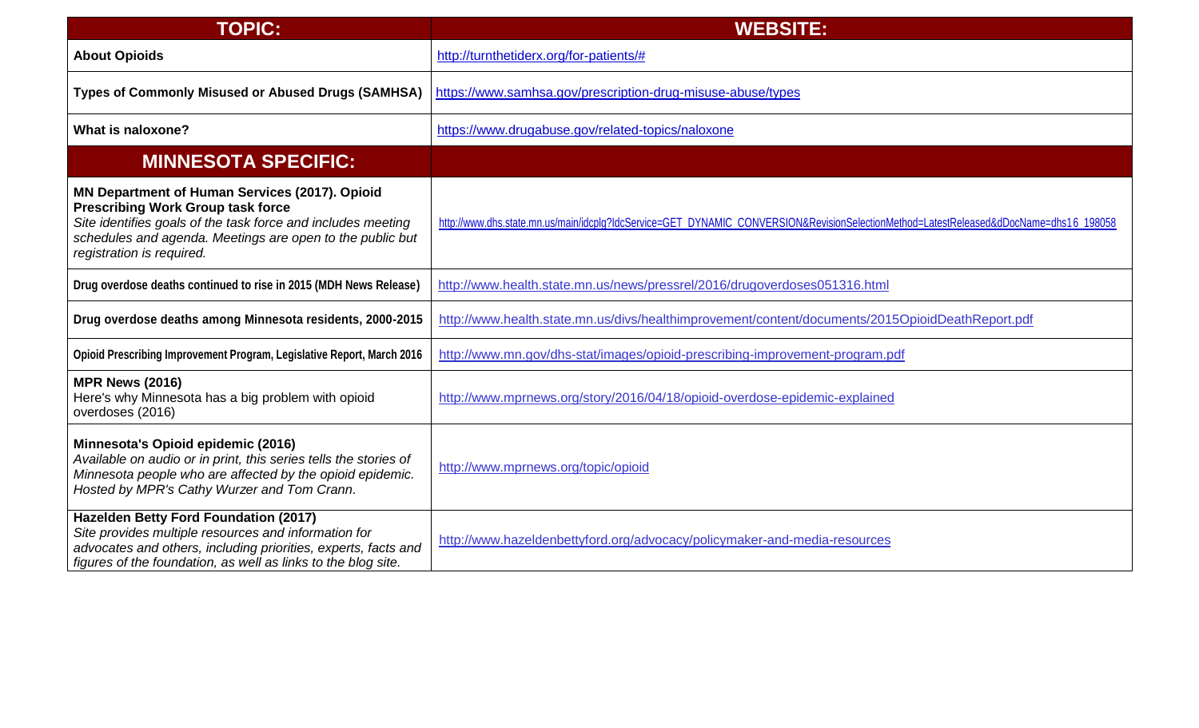| TOPIC: | WEBSITE: |
|---|---|
| **About Opioids** | http://turnthetiderx.org/for-patients/# |
| **Types of Commonly Misused or Abused Drugs (SAMHSA)** | https://www.samhsa.gov/prescription-drug-misuse-abuse/types |
| **What is naloxone?** | https://www.drugabuse.gov/related-topics/naloxone |
| **MINNESOTA SPECIFIC:** | |
| **MN Department of Human Services (2017). Opioid Prescribing Work Group task force** *Site identifies goals of the task force and includes meeting schedules and agenda. Meetings are open to the public but registration is required.* | http://www.dhs.state.mn.us/main/idcplg?IdcService=GET_DYNAMIC_CONVERSION&RevisionSelectionMethod=LatestReleased&dDocName=dhs16_198058 |
| **Drug overdose deaths continued to rise in 2015 (MDH News Release)** | http://www.health.state.mn.us/news/pressrel/2016/drugoverdoses051316.html |
| **Drug overdose deaths among Minnesota residents, 2000-2015** | http://www.health.state.mn.us/divs/healthimprovement/content/documents/2015OpioidDeathReport.pdf |
| **Opioid Prescribing Improvement Program, Legislative Report, March 2016** | http://www.mn.gov/dhs-stat/images/opioid-prescribing-improvement-program.pdf |
| **MPR News (2016)** Here's why Minnesota has a big problem with opioid overdoses (2016) | http://www.mprnews.org/story/2016/04/18/opioid-overdose-epidemic-explained |
| **Minnesota's Opioid epidemic (2016)** *Available on audio or in print, this series tells the stories of Minnesota people who are affected by the opioid epidemic. Hosted by MPR's Cathy Wurzer and Tom Crann.* | http://www.mprnews.org/topic/opioid |
| **Hazelden Betty Ford Foundation (2017)** *Site provides multiple resources and information for advocates and others, including priorities, experts, facts and figures of the foundation, as well as links to the blog site.* | http://www.hazeldenbettyford.org/advocacy/policymaker-and-media-resources |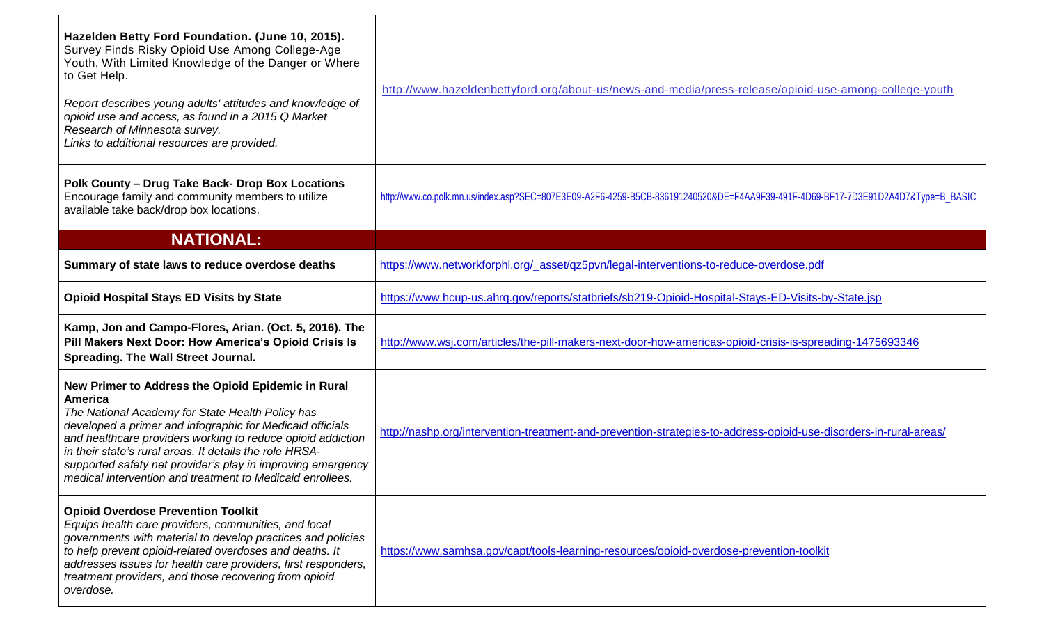| | |
|---|---|
| **Hazelden Betty Ford Foundation. (June 10, 2015).** Survey Finds Risky Opioid Use Among College-Age Youth, With Limited Knowledge of the Danger or Where to Get Help.<br><br>*Report describes young adults' attitudes and knowledge of opioid use and access, as found in a 2015 Q Market Research of Minnesota survey.*<br>*Links to additional resources are provided.* | http://www.hazeldenbettyford.org/about-us/news-and-media/press-release/opioid-use-among-college-youth |
| **Polk County – Drug Take Back- Drop Box Locations**<br>Encourage family and community members to utilize available take back/drop box locations. | http://www.co.polk.mn.us/index.asp?SEC=807E3E09-A2F6-4259-B5CB-836191240520&DE=F4AA9F39-491F-4D69-BF17-7D3E91D2A4D7&Type=B_BASIC |
| **NATIONAL:** | |
| **Summary of state laws to reduce overdose deaths** | https://www.networkforphl.org/_asset/qz5pvn/legal-interventions-to-reduce-overdose.pdf |
| **Opioid Hospital Stays ED Visits by State** | https://www.hcup-us.ahrq.gov/reports/statbriefs/sb219-Opioid-Hospital-Stays-ED-Visits-by-State.jsp |
| **Kamp, Jon and Campo-Flores, Arian. (Oct. 5, 2016). The Pill Makers Next Door: How America's Opioid Crisis Is Spreading. The Wall Street Journal.** | http://www.wsj.com/articles/the-pill-makers-next-door-how-americas-opioid-crisis-is-spreading-1475693346 |
| **New Primer to Address the Opioid Epidemic in Rural America**<br>*The National Academy for State Health Policy has developed a primer and infographic for Medicaid officials and healthcare providers working to reduce opioid addiction in their state's rural areas. It details the role HRSA-supported safety net provider's play in improving emergency medical intervention and treatment to Medicaid enrollees.* | http://nashp.org/intervention-treatment-and-prevention-strategies-to-address-opioid-use-disorders-in-rural-areas/ |
| **Opioid Overdose Prevention Toolkit**<br>*Equips health care providers, communities, and local governments with material to develop practices and policies to help prevent opioid-related overdoses and deaths. It addresses issues for health care providers, first responders, treatment providers, and those recovering from opioid overdose.* | https://www.samhsa.gov/capt/tools-learning-resources/opioid-overdose-prevention-toolkit |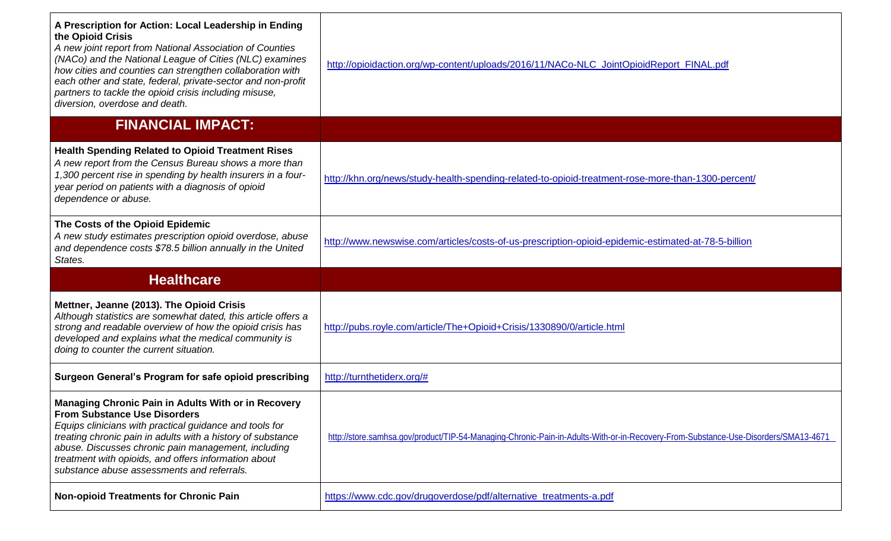| | |
|---|---|
| **A Prescription for Action: Local Leadership in Ending the Opioid Crisis**<br>*A new joint report from National Association of Counties (NACo) and the National League of Cities (NLC) examines how cities and counties can strengthen collaboration with each other and state, federal, private-sector and non-profit partners to tackle the opioid crisis including misuse, diversion, overdose and death.* | http://opioidaction.org/wp-content/uploads/2016/11/NACo-NLC_JointOpioidReport_FINAL.pdf |
| **FINANCIAL IMPACT:** | |
| **Health Spending Related to Opioid Treatment Rises**<br>*A new report from the Census Bureau shows a more than 1,300 percent rise in spending by health insurers in a four-year period on patients with a diagnosis of opioid dependence or abuse.* | http://khn.org/news/study-health-spending-related-to-opioid-treatment-rose-more-than-1300-percent/ |
| **The Costs of the Opioid Epidemic**<br>*A new study estimates prescription opioid overdose, abuse and dependence costs $78.5 billion annually in the United States.* | http://www.newswise.com/articles/costs-of-us-prescription-opioid-epidemic-estimated-at-78-5-billion |
| **Healthcare** | |
| **Mettner, Jeanne (2013). The Opioid Crisis**<br>*Although statistics are somewhat dated, this article offers a strong and readable overview of how the opioid crisis has developed and explains what the medical community is doing to counter the current situation.* | http://pubs.royle.com/article/The+Opioid+Crisis/1330890/0/article.html |
| **Surgeon General's Program for safe opioid prescribing** | http://turnthetiderx.org/# |
| **Managing Chronic Pain in Adults With or in Recovery From Substance Use Disorders**<br>*Equips clinicians with practical guidance and tools for treating chronic pain in adults with a history of substance abuse. Discusses chronic pain management, including treatment with opioids, and offers information about substance abuse assessments and referrals.* | http://store.samhsa.gov/product/TIP-54-Managing-Chronic-Pain-in-Adults-With-or-in-Recovery-From-Substance-Use-Disorders/SMA13-4671 |
| **Non-opioid Treatments for Chronic Pain** | https://www.cdc.gov/drugoverdose/pdf/alternative_treatments-a.pdf |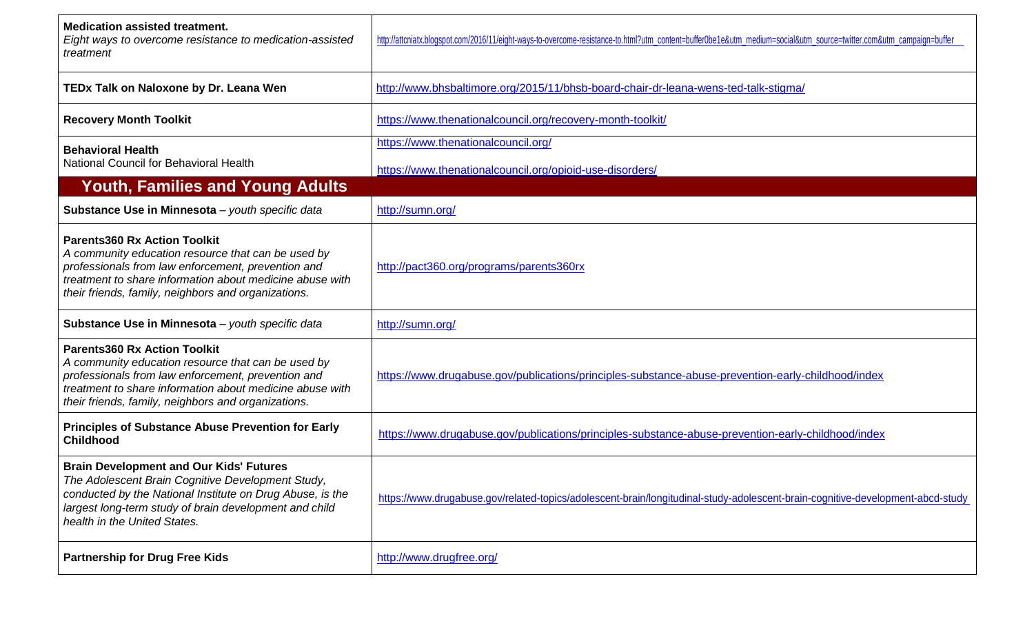| | |
|---|---|
| **Medication assisted treatment.** *Eight ways to overcome resistance to medication-assisted treatment* | http://attcniatx.blogspot.com/2016/11/eight-ways-to-overcome-resistance-to.html?utm_content=buffer0be1e&utm_medium=social&utm_source=twitter.com&utm_campaign=buffer |
| **TEDx Talk on Naloxone by Dr. Leana Wen** | http://www.bhsbaltimore.org/2015/11/bhsb-board-chair-dr-leana-wens-ted-talk-stigma/ |
| **Recovery Month Toolkit** | https://www.thenationalcouncil.org/recovery-month-toolkit/ |
| **Behavioral Health** National Council for Behavioral Health | https://www.thenationalcouncil.org/ https://www.thenationalcouncil.org/opioid-use-disorders/ |
| **Youth, Families and Young Adults** | |
| **Substance Use in Minnesota** – *youth specific data* | http://sumn.org/ |
| **Parents360 Rx Action Toolkit** *A community education resource that can be used by professionals from law enforcement, prevention and treatment to share information about medicine abuse with their friends, family, neighbors and organizations.* | http://pact360.org/programs/parents360rx |
| **Substance Use in Minnesota** – *youth specific data* | http://sumn.org/ |
| **Parents360 Rx Action Toolkit** *A community education resource that can be used by professionals from law enforcement, prevention and treatment to share information about medicine abuse with their friends, family, neighbors and organizations.* | https://www.drugabuse.gov/publications/principles-substance-abuse-prevention-early-childhood/index |
| **Principles of Substance Abuse Prevention for Early Childhood** | https://www.drugabuse.gov/publications/principles-substance-abuse-prevention-early-childhood/index |
| **Brain Development and Our Kids' Futures** *The Adolescent Brain Cognitive Development Study, conducted by the National Institute on Drug Abuse, is the largest long-term study of brain development and child health in the United States.* | https://www.drugabuse.gov/related-topics/adolescent-brain/longitudinal-study-adolescent-brain-cognitive-development-abcd-study |
| **Partnership for Drug Free Kids** | http://www.drugfree.org/ |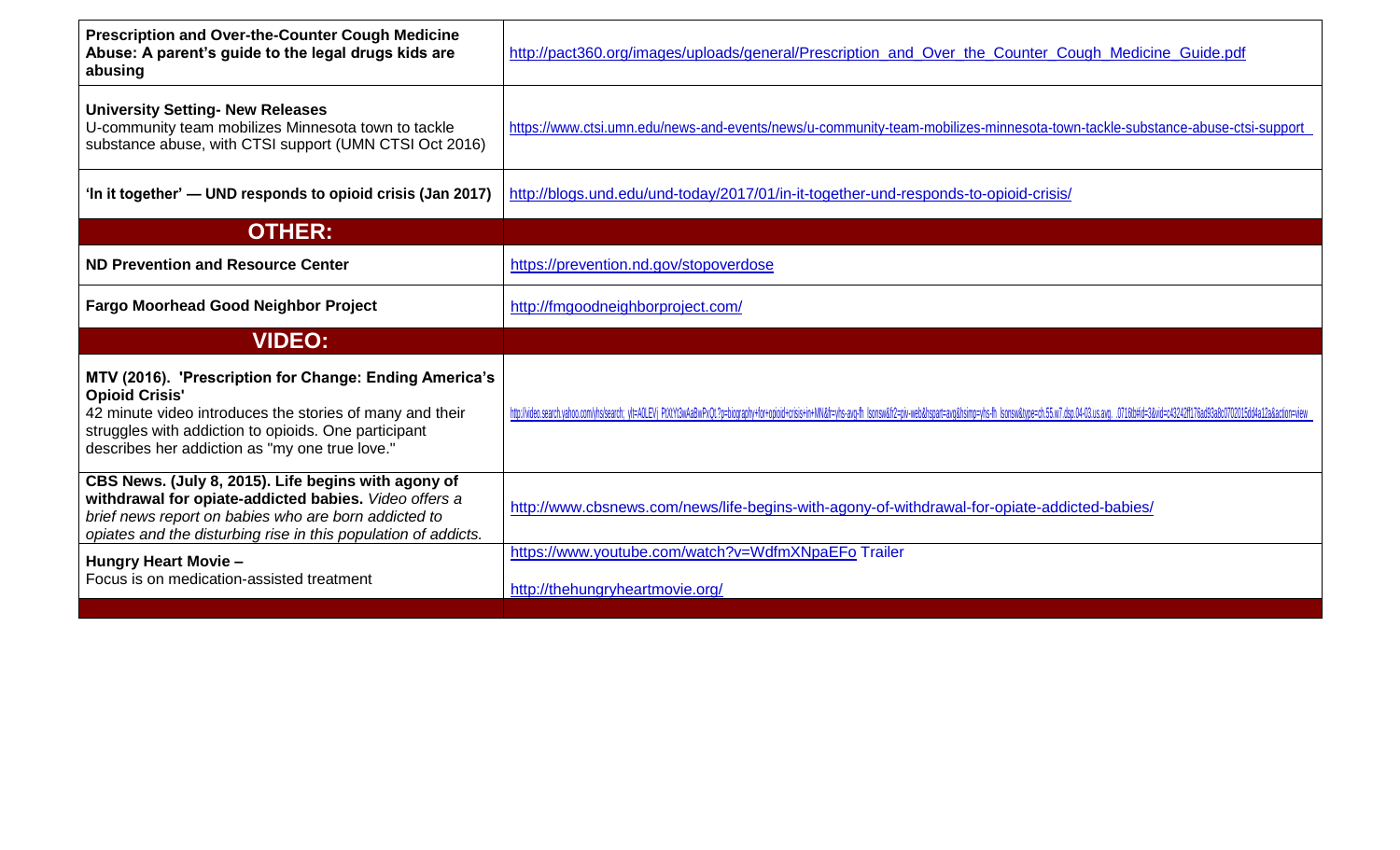| | |
|---|---|
| **Prescription and Over-the-Counter Cough Medicine Abuse: A parent's guide to the legal drugs kids are abusing** | http://pact360.org/images/uploads/general/Prescription_and_Over_the_Counter_Cough_Medicine_Guide.pdf |
| **University Setting- New Releases** U-community team mobilizes Minnesota town to tackle substance abuse, with CTSI support (UMN CTSI Oct 2016) | https://www.ctsi.umn.edu/news-and-events/news/u-community-team-mobilizes-minnesota-town-tackle-substance-abuse-ctsi-support |
| **'In it together' — UND responds to opioid crisis (Jan 2017)** | http://blogs.und.edu/und-today/2017/01/in-it-together-und-responds-to-opioid-crisis/ |
| **OTHER:** | |
| **ND Prevention and Resource Center** | https://prevention.nd.gov/stopoverdose |
| **Fargo Moorhead Good Neighbor Project** | http://fmgoodneighborproject.com/ |
| **VIDEO:** | |
| **MTV (2016). 'Prescription for Change: Ending America's Opioid Crisis'** 42 minute video introduces the stories of many and their struggles with addiction to opioids. One participant describes her addiction as "my one true love." | http://video.search.yahoo.com/yhs/search;_ylt=A0LEVj_PtXYt3wAaBwPxQt.?p=biography+for+opioid+crisis+in+MN&fr=yhs-avg-fh_lsonsw&fr2=piv-web&hspart=avg&hsimp=yhs-fh_lsonsw&type=ch.55.w7.dsp.04-03.us.avg._.0716b#id=3&vid=c43242ff176ad93a8c0702015dd4a12a&action=view |
| **CBS News. (July 8, 2015). Life begins with agony of withdrawal for opiate-addicted babies.** *Video offers a brief news report on babies who are born addicted to opiates and the disturbing rise in this population of addicts.* | http://www.cbsnews.com/news/life-begins-with-agony-of-withdrawal-for-opiate-addicted-babies/ |
| **Hungry Heart Movie –** Focus is on medication-assisted treatment | https://www.youtube.com/watch?v=WdfmXNpaEFo Trailer http://thehungryheartmovie.org/ |